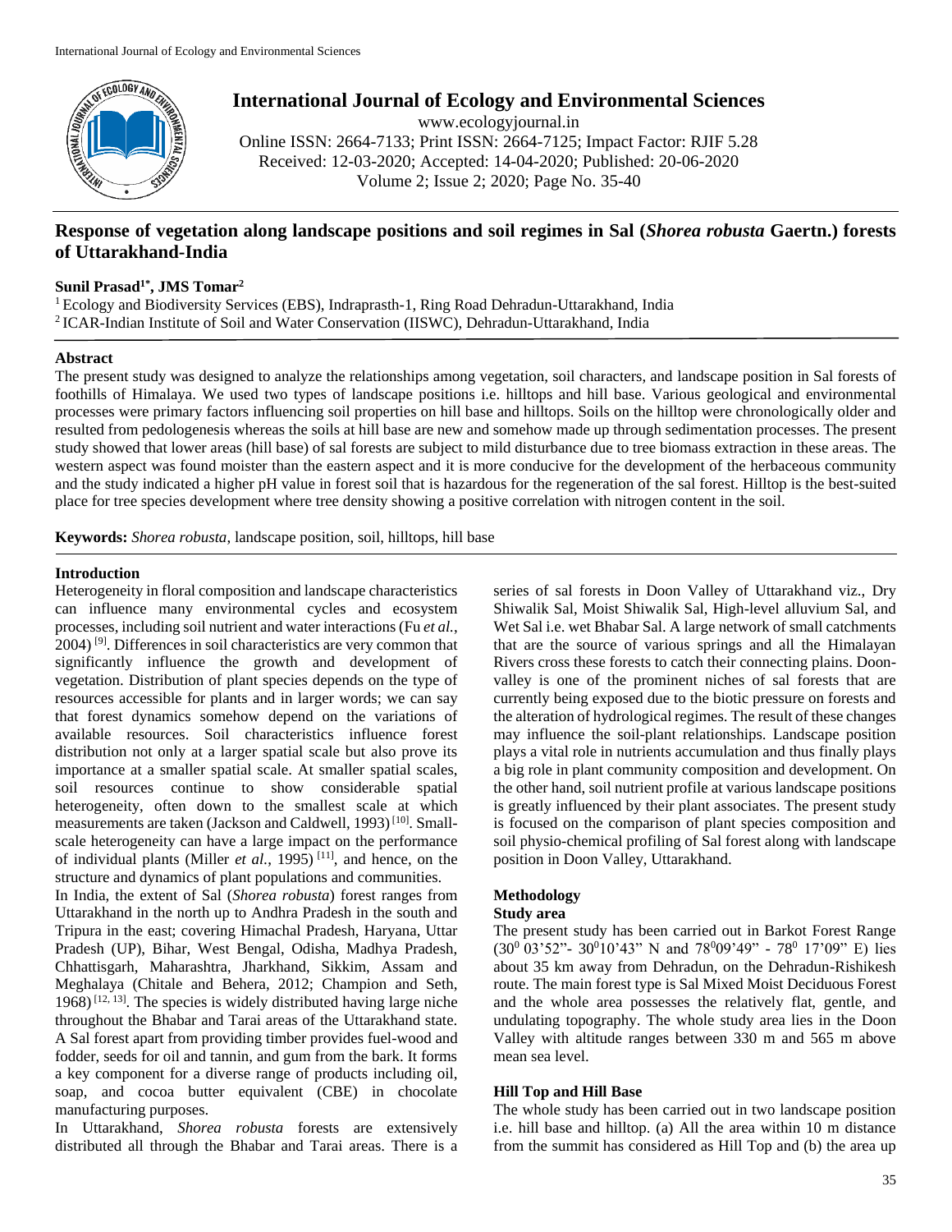# Response of vegetation along landscape positions and soil regimes in Sal (*Shorea robusta* Gaertn.) forests of Uttarakhand-India

**Sunil Prasad[1*], JMS Tomar[2]**

[1] Ecology and Biodiversity Services (EBS), Indraprasth-1, Ring Road Dehradun-Uttarakhand, India
[2] ICAR-Indian Institute of Soil and Water Conservation (IISWC), Dehradun-Uttarakhand, India

International Journal of Ecology and Environmental Sciences
www.ecologyjournal.in
Online ISSN: 2664-7133; Print ISSN: 2664-7125; Impact Factor: RJIF 5.28
Received: 12-03-2020; Accepted: 14-04-2020; Published: 20-06-2020
Volume 2; Issue 2; 2020; Page No. 35-40

## Abstract

The present study was designed to analyze the relationships among vegetation, soil characters, and landscape position in Sal forests of foothills of Himalaya. We used two types of landscape positions i.e. hilltops and hill base. Various geological and environmental processes were primary factors influencing soil properties on hill base and hilltops. Soils on the hilltop were chronologically older and resulted from pedologenesis whereas the soils at hill base are new and somehow made up through sedimentation processes. The present study showed that lower areas (hill base) of sal forests are subject to mild disturbance due to tree biomass extraction in these areas. The western aspect was found moister than the eastern aspect and it is more conducive for the development of the herbaceous community and the study indicated a higher pH value in forest soil that is hazardous for the regeneration of the sal forest. Hilltop is the best-suited place for tree species development where tree density showing a positive correlation with nitrogen content in the soil.

**Keywords:** *Shorea robusta*, landscape position, soil, hilltops, hill base

## Introduction

Heterogeneity in floral composition and landscape characteristics can influence many environmental cycles and ecosystem processes, including soil nutrient and water interactions (Fu *et al.*, 2004) [9]. Differences in soil characteristics are very common that significantly influence the growth and development of vegetation. Distribution of plant species depends on the type of resources accessible for plants and in larger words; we can say that forest dynamics somehow depend on the variations of available resources. Soil characteristics influence forest distribution not only at a larger spatial scale but also prove its importance at a smaller spatial scale. At smaller spatial scales, soil resources continue to show considerable spatial heterogeneity, often down to the smallest scale at which measurements are taken (Jackson and Caldwell, 1993) [10]. Small-scale heterogeneity can have a large impact on the performance of individual plants (Miller *et al.*, 1995) [11], and hence, on the structure and dynamics of plant populations and communities.

In India, the extent of Sal (*Shorea robusta*) forest ranges from Uttarakhand in the north up to Andhra Pradesh in the south and Tripura in the east; covering Himachal Pradesh, Haryana, Uttar Pradesh (UP), Bihar, West Bengal, Odisha, Madhya Pradesh, Chhattisgarh, Maharashtra, Jharkhand, Sikkim, Assam and Meghalaya (Chitale and Behera, 2012; Champion and Seth, 1968) [12, 13]. The species is widely distributed having large niche throughout the Bhabar and Tarai areas of the Uttarakhand state. A Sal forest apart from providing timber provides fuel-wood and fodder, seeds for oil and tannin, and gum from the bark. It forms a key component for a diverse range of products including oil, soap, and cocoa butter equivalent (CBE) in chocolate manufacturing purposes.

In Uttarakhand, *Shorea robusta* forests are extensively distributed all through the Bhabar and Tarai areas. There is a series of sal forests in Doon Valley of Uttarakhand viz., Dry Shiwalik Sal, Moist Shiwalik Sal, High-level alluvium Sal, and Wet Sal i.e. wet Bhabar Sal. A large network of small catchments that are the source of various springs and all the Himalayan Rivers cross these forests to catch their connecting plains. Doon-valley is one of the prominent niches of sal forests that are currently being exposed due to the biotic pressure on forests and the alteration of hydrological regimes. The result of these changes may influence the soil-plant relationships. Landscape position plays a vital role in nutrients accumulation and thus finally plays a big role in plant community composition and development. On the other hand, soil nutrient profile at various landscape positions is greatly influenced by their plant associates. The present study is focused on the comparison of plant species composition and soil physio-chemical profiling of Sal forest along with landscape position in Doon Valley, Uttarakhand.

## Methodology

### Study area

The present study has been carried out in Barkot Forest Range ($30^0$ 03'52"- $30^0$10'43" N and $78^0$09'49" - $78^0$ 17'09" E) lies about 35 km away from Dehradun, on the Dehradun-Rishikesh route. The main forest type is Sal Mixed Moist Deciduous Forest and the whole area possesses the relatively flat, gentle, and undulating topography. The whole study area lies in the Doon Valley with altitude ranges between 330 m and 565 m above mean sea level.

### Hill Top and Hill Base

The whole study has been carried out in two landscape position i.e. hill base and hilltop. (a) All the area within 10 m distance from the summit has considered as Hill Top and (b) the area up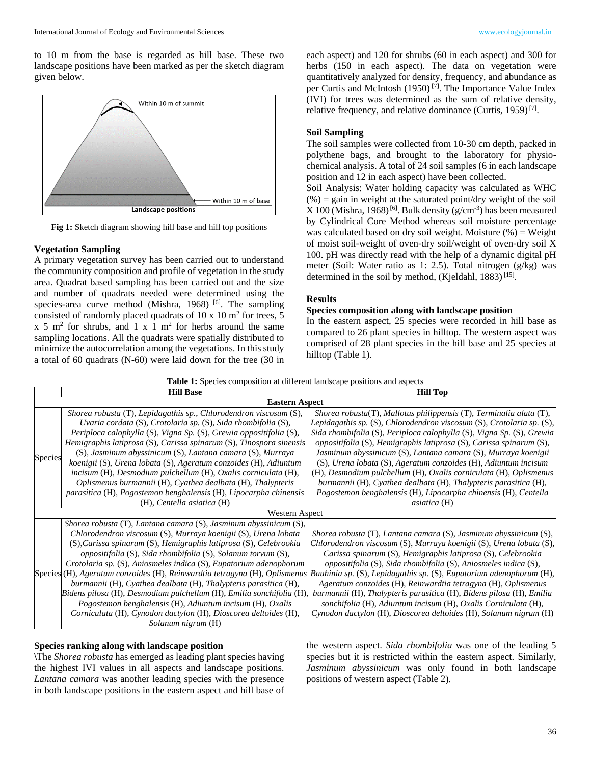to 10 m from the base is regarded as hill base. These two landscape positions have been marked as per the sketch diagram given below.

**Fig 1:** Sketch diagram showing hill base and hill top positions

### Vegetation Sampling

A primary vegetation survey has been carried out to understand the community composition and profile of vegetation in the study area. Quadrat based sampling has been carried out and the size and number of quadrats needed were determined using the species-area curve method (Mishra, 1968) [6]. The sampling consisted of randomly placed quadrats of 10 x 10 $m^2$ for trees, 5 x 5 $m^2$ for shrubs, and 1 x 1 $m^2$ for herbs around the same sampling locations. All the quadrats were spatially distributed to minimize the autocorrelation among the vegetations. In this study a total of 60 quadrats (N-60) were laid down for the tree (30 in each aspect) and 120 for shrubs (60 in each aspect) and 300 for herbs (150 in each aspect). The data on vegetation were quantitatively analyzed for density, frequency, and abundance as per Curtis and McIntosh (1950) [7]. The Importance Value Index (IVI) for trees was determined as the sum of relative density, relative frequency, and relative dominance (Curtis, 1959) [7].

### Soil Sampling

The soil samples were collected from 10-30 cm depth, packed in polythene bags, and brought to the laboratory for physio-chemical analysis. A total of 24 soil samples (6 in each landscape position and 12 in each aspect) have been collected.

Soil Analysis: Water holding capacity was calculated as WHC (%) = gain in weight at the saturated point/dry weight of the soil X 100 (Mishra, 1968) [6]. Bulk density (g/$cm^{-3}$) has been measured by Cylindrical Core Method whereas soil moisture percentage was calculated based on dry soil weight. Moisture (%) = Weight of moist soil-weight of oven-dry soil/weight of oven-dry soil X 100. pH was directly read with the help of a dynamic digital pH meter (Soil: Water ratio as 1: 2.5). Total nitrogen (g/kg) was determined in the soil by method, (Kjeldahl, 1883) [15].

## Results

### Species composition along with landscape position

In the eastern aspect, 25 species were recorded in hill base as compared to 26 plant species in hilltop. The western aspect was comprised of 28 plant species in the hill base and 25 species at hilltop (Table 1).

**Table 1:** Species composition at different landscape positions and aspects

| | Hill Base | Hill Top |
|---|---|---|
| | **Eastern Aspect** | |
| Species | *Shorea robusta* (T), *Lepidagathis sp.*, *Chlorodendron viscosum* (S), *Uvaria cordata* (S), *Crotolaria sp.* (S), *Sida rhombifolia* (S), *Periploca calophylla* (S), *Vigna Sp.* (S), *Grewia oppositifolia* (S), *Hemigraphis latiprosa* (S), *Carissa spinarum* (S), *Tinospora sinensis* (S), *Jasminum abyssinicum* (S), *Lantana camara* (S), *Murraya koenigii* (S), *Urena lobata* (S), *Ageratum conzoides* (H), *Adiuntum incisum* (H), *Desmodium pulchellum* (H), *Oxalis corniculata* (H), *Oplismenus burmannii* (H), *Cyathea dealbata* (H), *Thalypteris parasitica* (H), *Pogostemon benghalensis* (H), *Lipocarpha chinensis* (H), *Centella asiatica* (H) | *Shorea robusta*(T), *Mallotus philippensis* (T), *Terminalia alata* (T), *Lepidagathis sp.* (S), *Chlorodendron viscosum* (S), *Crotolaria sp.* (S), *Sida rhombifolia* (S), *Periploca calophylla* (S), *Vigna Sp.* (S), *Grewia oppositifolia* (S), *Hemigraphis latiprosa* (S), *Carissa spinarum* (S), *Jasminum abyssinicum* (S), *Lantana camara* (S), *Murraya koenigii* (S), *Urena lobata* (S), *Ageratum conzoides* (H), *Adiuntum incisum* (H), *Desmodium pulchellum* (H), *Oxalis corniculata* (H), *Oplismenus burmannii* (H), *Cyathea dealbata* (H), *Thalypteris parasitica* (H), *Pogostemon benghalensis* (H), *Lipocarpha chinensis* (H), *Centella asiatica* (H) |
| | **Western Aspect** | |
| Species | *Shorea robusta* (T), *Lantana camara* (S), *Jasminum abyssinicum* (S), *Chlorodendron viscosum* (S), *Murraya koenigii* (S), *Urena lobata* (S),*Carissa spinarum* (S), *Hemigraphis latiprosa* (S), *Celebrookia oppositifolia* (S), *Sida rhombifolia* (S), *Solanum torvum* (S), *Crotolaria sp.* (S), *Aniosmeles indica* (S), *Eupatorium adenophorum* (H), *Ageratum conzoides* (H), *Reinwardtia tetragyna* (H), *Oplismenus burmannii* (H), *Cyathea dealbata* (H), *Thalypteris parasitica* (H), *Bidens pilosa* (H), *Desmodium pulchellum* (H), *Emilia sonchifolia* (H), *Pogostemon benghalensis* (H), *Adiuntum incisum* (H), *Oxalis Corniculata* (H), *Cynodon dactylon* (H), *Dioscorea deltoides* (H), *Solanum nigrum* (H) | *Shorea robusta* (T), *Lantana camara* (S), *Jasminum abyssinicum* (S), *Chlorodendron viscosum* (S), *Murraya koenigii* (S), *Urena lobata* (S), *Carissa spinarum* (S), *Hemigraphis latiprosa* (S), *Celebrookia oppositifolia* (S), *Sida rhombifolia* (S), *Aniosmeles indica* (S), *Bauhinia sp.* (S), *Lepidagathis sp.* (S), *Eupatorium adenophorum* (H), *Ageratum conzoides* (H), *Reinwardtia tetragyna* (H), *Oplismenus burmannii* (H), *Thalypteris parasitica* (H), *Bidens pilosa* (H), *Emilia sonchifolia* (H), *Adiuntum incisum* (H), *Oxalis Corniculata* (H), *Cynodon dactylon* (H), *Dioscorea deltoides* (H), *Solanum nigrum* (H) |

### Species ranking along with landscape position

\The *Shorea robusta* has emerged as leading plant species having the highest IVI values in all aspects and landscape positions. *Lantana camara* was another leading species with the presence in both landscape positions in the eastern aspect and hill base of the western aspect. *Sida rhombifolia* was one of the leading 5 species but it is restricted within the eastern aspect. Similarly, *Jasminum abyssinicum* was only found in both landscape positions of western aspect (Table 2).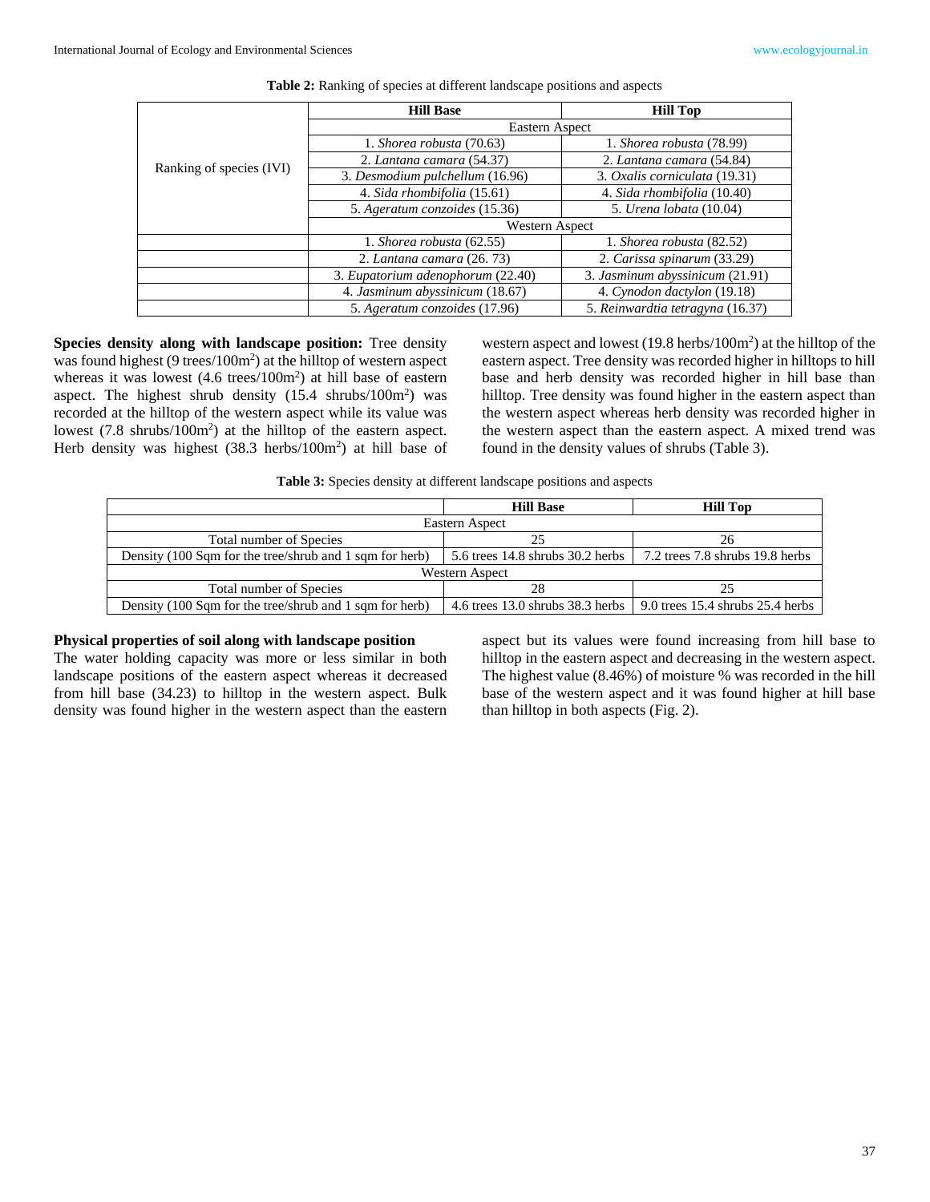**Table 2:** Ranking of species at different landscape positions and aspects

| | Hill Base | Hill Top |
|---|---|---|
| | Eastern Aspect | |
| Ranking of species (IVI) | 1. *Shorea robusta* (70.63) | 1. *Shorea robusta* (78.99) |
| | 2. *Lantana camara* (54.37) | 2. *Lantana camara* (54.84) |
| | 3. *Desmodium pulchellum* (16.96) | 3. *Oxalis corniculata* (19.31) |
| | 4. *Sida rhombifolia* (15.61) | 4. *Sida rhombifolia* (10.40) |
| | 5. *Ageratum conzoides* (15.36) | 5. *Urena lobata* (10.04) |
| | Western Aspect | |
| | 1. *Shorea robusta* (62.55) | 1. *Shorea robusta* (82.52) |
| | 2. *Lantana camara* (26. 73) | 2. *Carissa spinarum* (33.29) |
| | 3. *Eupatorium adenophorum* (22.40) | 3. *Jasminum abyssinicum* (21.91) |
| | 4. *Jasminum abyssinicum* (18.67) | 4. *Cynodon dactylon* (19.18) |
| | 5. *Ageratum conzoides* (17.96) | 5. *Reinwardtia tetragyna* (16.37) |

**Species density along with landscape position:** Tree density was found highest (9 trees/100m$^2$) at the hilltop of western aspect whereas it was lowest (4.6 trees/100m$^2$) at hill base of eastern aspect. The highest shrub density (15.4 shrubs/100m$^2$) was recorded at the hilltop of the western aspect while its value was lowest (7.8 shrubs/100m$^2$) at the hilltop of the eastern aspect. Herb density was highest (38.3 herbs/100m$^2$) at hill base of western aspect and lowest (19.8 herbs/100m$^2$) at the hilltop of the eastern aspect. Tree density was recorded higher in hilltops to hill base and herb density was recorded higher in hill base than hilltop. Tree density was found higher in the eastern aspect than the western aspect whereas herb density was recorded higher in the western aspect than the eastern aspect. A mixed trend was found in the density values of shrubs (Table 3).

**Table 3:** Species density at different landscape positions and aspects

| | Hill Base | Hill Top |
|---|---|---|
| Eastern Aspect | | |
| Total number of Species | 25 | 26 |
| Density (100 Sqm for the tree/shrub and 1 sqm for herb) | 5.6 trees 14.8 shrubs 30.2 herbs | 7.2 trees 7.8 shrubs 19.8 herbs |
| Western Aspect | | |
| Total number of Species | 28 | 25 |
| Density (100 Sqm for the tree/shrub and 1 sqm for herb) | 4.6 trees 13.0 shrubs 38.3 herbs | 9.0 trees 15.4 shrubs 25.4 herbs |

**Physical properties of soil along with landscape position**

The water holding capacity was more or less similar in both landscape positions of the eastern aspect whereas it decreased from hill base (34.23) to hilltop in the western aspect. Bulk density was found higher in the western aspect than the eastern aspect but its values were found increasing from hill base to hilltop in the eastern aspect and decreasing in the western aspect. The highest value (8.46%) of moisture % was recorded in the hill base of the western aspect and it was found higher at hill base than hilltop in both aspects (Fig. 2).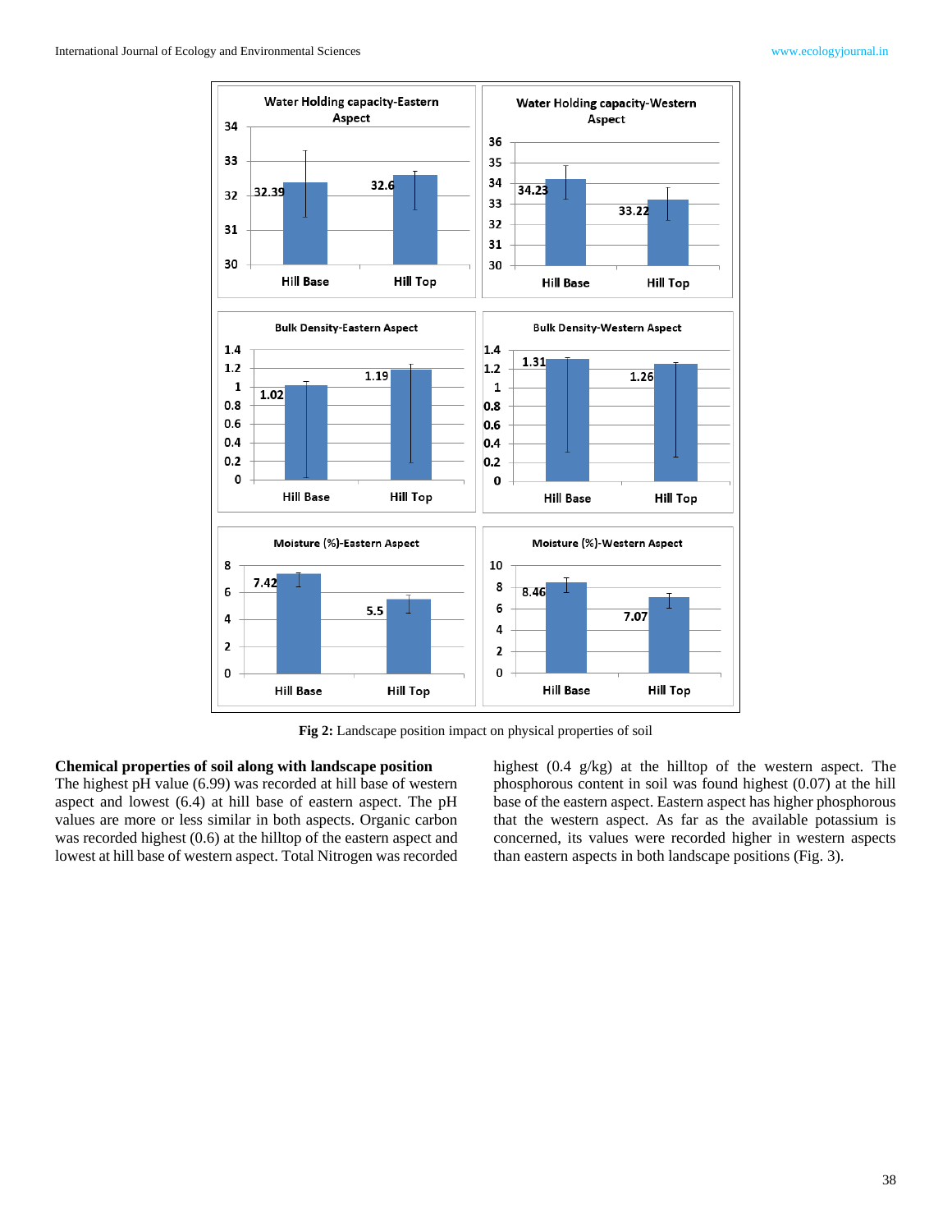Fig 2: Landscape position impact on physical properties of soil

### Chemical properties of soil along with landscape position

The highest pH value (6.99) was recorded at hill base of western aspect and lowest (6.4) at hill base of eastern aspect. The pH values are more or less similar in both aspects. Organic carbon was recorded highest (0.6) at the hilltop of the eastern aspect and lowest at hill base of western aspect. Total Nitrogen was recorded highest (0.4 g/kg) at the hilltop of the western aspect. The phosphorous content in soil was found highest (0.07) at the hill base of the eastern aspect. Eastern aspect has higher phosphorous that the western aspect. As far as the available potassium is concerned, its values were recorded higher in western aspects than eastern aspects in both landscape positions (Fig. 3).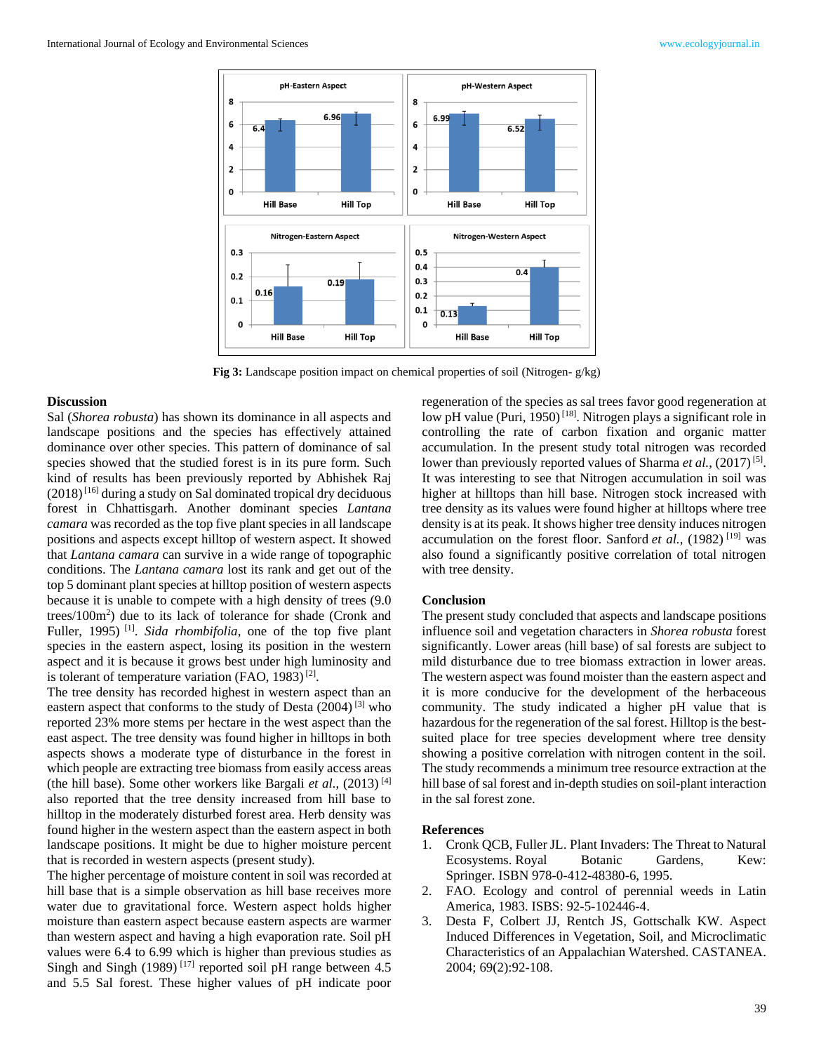Fig 3: Landscape position impact on chemical properties of soil (Nitrogen- g/kg)

## Discussion

Sal (*Shorea robusta*) has shown its dominance in all aspects and landscape positions and the species has effectively attained dominance over other species. This pattern of dominance of sal species showed that the studied forest is in its pure form. Such kind of results has been previously reported by Abhishek Raj (2018) [16] during a study on Sal dominated tropical dry deciduous forest in Chhattisgarh. Another dominant species *Lantana camara* was recorded as the top five plant species in all landscape positions and aspects except hilltop of western aspect. It showed that *Lantana camara* can survive in a wide range of topographic conditions. The *Lantana camara* lost its rank and get out of the top 5 dominant plant species at hilltop position of western aspects because it is unable to compete with a high density of trees (9.0 trees/100m$^2$) due to its lack of tolerance for shade (Cronk and Fuller, 1995) [1]. *Sida rhombifolia*, one of the top five plant species in the eastern aspect, losing its position in the western aspect and it is because it grows best under high luminosity and is tolerant of temperature variation (FAO, 1983) [2].

The tree density has recorded highest in western aspect than an eastern aspect that conforms to the study of Desta (2004) [3] who reported 23% more stems per hectare in the west aspect than the east aspect. The tree density was found higher in hilltops in both aspects shows a moderate type of disturbance in the forest in which people are extracting tree biomass from easily access areas (the hill base). Some other workers like Bargali *et al.*, (2013) [4] also reported that the tree density increased from hill base to hilltop in the moderately disturbed forest area. Herb density was found higher in the western aspect than the eastern aspect in both landscape positions. It might be due to higher moisture percent that is recorded in western aspects (present study).

The higher percentage of moisture content in soil was recorded at hill base that is a simple observation as hill base receives more water due to gravitational force. Western aspect holds higher moisture than eastern aspect because eastern aspects are warmer than western aspect and having a high evaporation rate. Soil pH values were 6.4 to 6.99 which is higher than previous studies as Singh and Singh (1989) [17] reported soil pH range between 4.5 and 5.5 Sal forest. These higher values of pH indicate poor regeneration of the species as sal trees favor good regeneration at low pH value (Puri, 1950) [18]. Nitrogen plays a significant role in controlling the rate of carbon fixation and organic matter accumulation. In the present study total nitrogen was recorded lower than previously reported values of Sharma *et al.*, (2017) [5]. It was interesting to see that Nitrogen accumulation in soil was higher at hilltops than hill base. Nitrogen stock increased with tree density as its values were found higher at hilltops where tree density is at its peak. It shows higher tree density induces nitrogen accumulation on the forest floor. Sanford *et al.*, (1982) [19] was also found a significantly positive correlation of total nitrogen with tree density.

## Conclusion

The present study concluded that aspects and landscape positions influence soil and vegetation characters in *Shorea robusta* forest significantly. Lower areas (hill base) of sal forests are subject to mild disturbance due to tree biomass extraction in lower areas. The western aspect was found moister than the eastern aspect and it is more conducive for the development of the herbaceous community. The study indicated a higher pH value that is hazardous for the regeneration of the sal forest. Hilltop is the best-suited place for tree species development where tree density showing a positive correlation with nitrogen content in the soil. The study recommends a minimum tree resource extraction at the hill base of sal forest and in-depth studies on soil-plant interaction in the sal forest zone.

## References

1. Cronk QCB, Fuller JL. Plant Invaders: The Threat to Natural Ecosystems. Royal Botanic Gardens, Kew: Springer. ISBN 978-0-412-48380-6, 1995.
2. FAO. Ecology and control of perennial weeds in Latin America, 1983. ISBS: 92-5-102446-4.
3. Desta F, Colbert JJ, Rentch JS, Gottschalk KW. Aspect Induced Differences in Vegetation, Soil, and Microclimatic Characteristics of an Appalachian Watershed. CASTANEA. 2004; 69(2):92-108.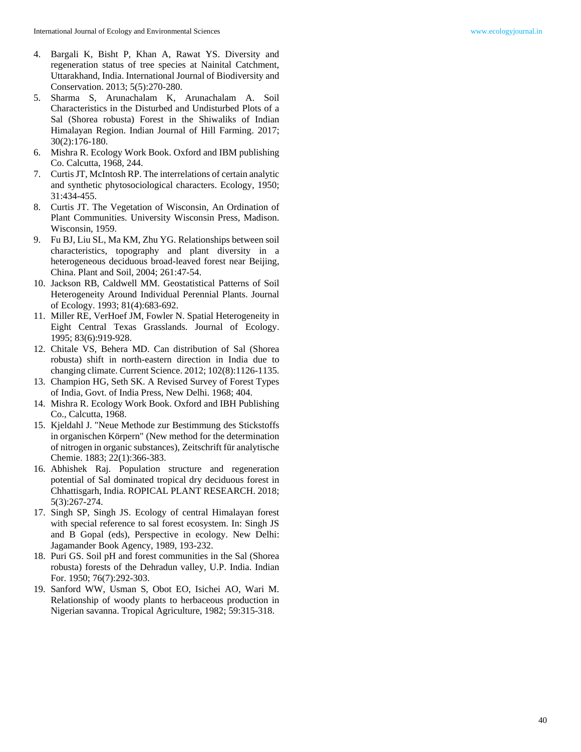4. Bargali K, Bisht P, Khan A, Rawat YS. Diversity and regeneration status of tree species at Nainital Catchment, Uttarakhand, India. International Journal of Biodiversity and Conservation. 2013; 5(5):270-280.
5. Sharma S, Arunachalam K, Arunachalam A. Soil Characteristics in the Disturbed and Undisturbed Plots of a Sal (Shorea robusta) Forest in the Shiwaliks of Indian Himalayan Region. Indian Journal of Hill Farming. 2017; 30(2):176-180.
6. Mishra R. Ecology Work Book. Oxford and IBM publishing Co. Calcutta, 1968, 244.
7. Curtis JT, McIntosh RP. The interrelations of certain analytic and synthetic phytosociological characters. Ecology, 1950; 31:434-455.
8. Curtis JT. The Vegetation of Wisconsin, An Ordination of Plant Communities. University Wisconsin Press, Madison. Wisconsin, 1959.
9. Fu BJ, Liu SL, Ma KM, Zhu YG. Relationships between soil characteristics, topography and plant diversity in a heterogeneous deciduous broad-leaved forest near Beijing, China. Plant and Soil, 2004; 261:47-54.
10. Jackson RB, Caldwell MM. Geostatistical Patterns of Soil Heterogeneity Around Individual Perennial Plants. Journal of Ecology. 1993; 81(4):683-692.
11. Miller RE, VerHoef JM, Fowler N. Spatial Heterogeneity in Eight Central Texas Grasslands. Journal of Ecology. 1995; 83(6):919-928.
12. Chitale VS, Behera MD. Can distribution of Sal (Shorea robusta) shift in north-eastern direction in India due to changing climate. Current Science. 2012; 102(8):1126-1135.
13. Champion HG, Seth SK. A Revised Survey of Forest Types of India, Govt. of India Press, New Delhi. 1968; 404.
14. Mishra R. Ecology Work Book. Oxford and IBH Publishing Co., Calcutta, 1968.
15. Kjeldahl J. "Neue Methode zur Bestimmung des Stickstoffs in organischen Körpern" (New method for the determination of nitrogen in organic substances), Zeitschrift für analytische Chemie. 1883; 22(1):366-383.
16. Abhishek Raj. Population structure and regeneration potential of Sal dominated tropical dry deciduous forest in Chhattisgarh, India. ROPICAL PLANT RESEARCH. 2018; 5(3):267-274.
17. Singh SP, Singh JS. Ecology of central Himalayan forest with special reference to sal forest ecosystem. In: Singh JS and B Gopal (eds), Perspective in ecology. New Delhi: Jagamander Book Agency, 1989, 193-232.
18. Puri GS. Soil pH and forest communities in the Sal (Shorea robusta) forests of the Dehradun valley, U.P. India. Indian For. 1950; 76(7):292-303.
19. Sanford WW, Usman S, Obot EO, Isichei AO, Wari M. Relationship of woody plants to herbaceous production in Nigerian savanna. Tropical Agriculture, 1982; 59:315-318.